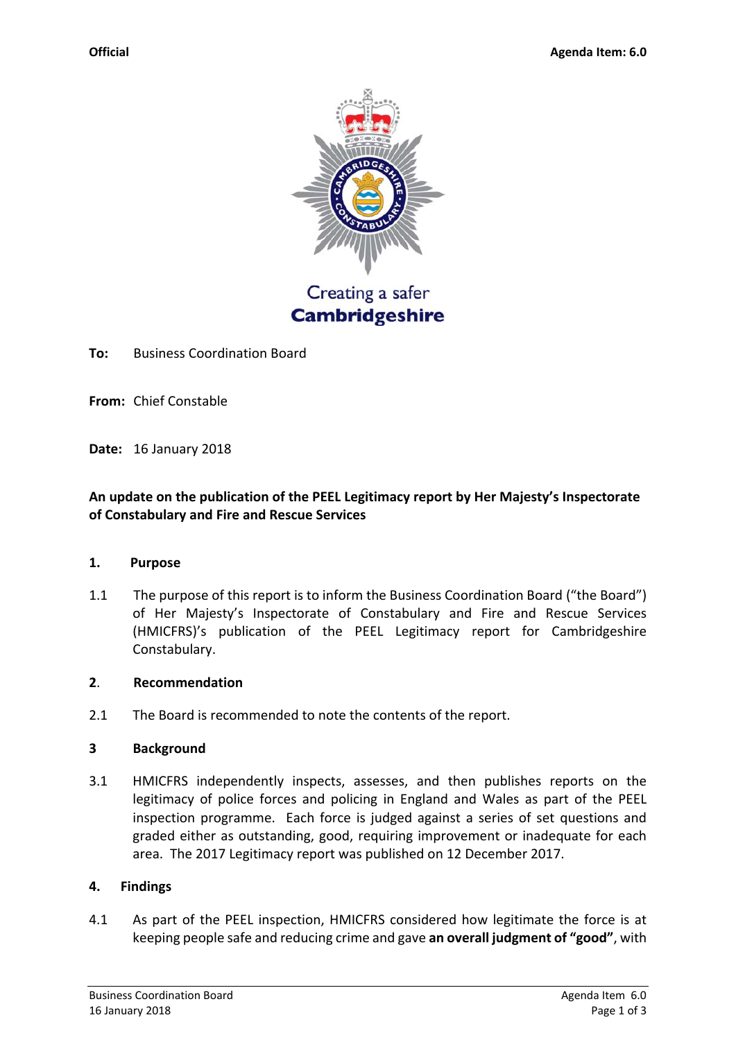**Official** **Agenda Item: 6.0**

Creating a safer
**Cambridgeshire**

**To:** Business Coordination Board

**From:** Chief Constable

**Date:** 16 January 2018

**An update on the publication of the PEEL Legitimacy report by Her Majesty's Inspectorate of Constabulary and Fire and Rescue Services**

## 1. Purpose

1.1 The purpose of this report is to inform the Business Coordination Board ("the Board") of Her Majesty's Inspectorate of Constabulary and Fire and Rescue Services (HMICFRS)'s publication of the PEEL Legitimacy report for Cambridgeshire Constabulary.

## 2. Recommendation

2.1 The Board is recommended to note the contents of the report.

## 3 Background

3.1 HMICFRS independently inspects, assesses, and then publishes reports on the legitimacy of police forces and policing in England and Wales as part of the PEEL inspection programme. Each force is judged against a series of set questions and graded either as outstanding, good, requiring improvement or inadequate for each area. The 2017 Legitimacy report was published on 12 December 2017.

## 4. Findings

4.1 As part of the PEEL inspection, HMICFRS considered how legitimate the force is at keeping people safe and reducing crime and gave **an overall judgment of "good"**, with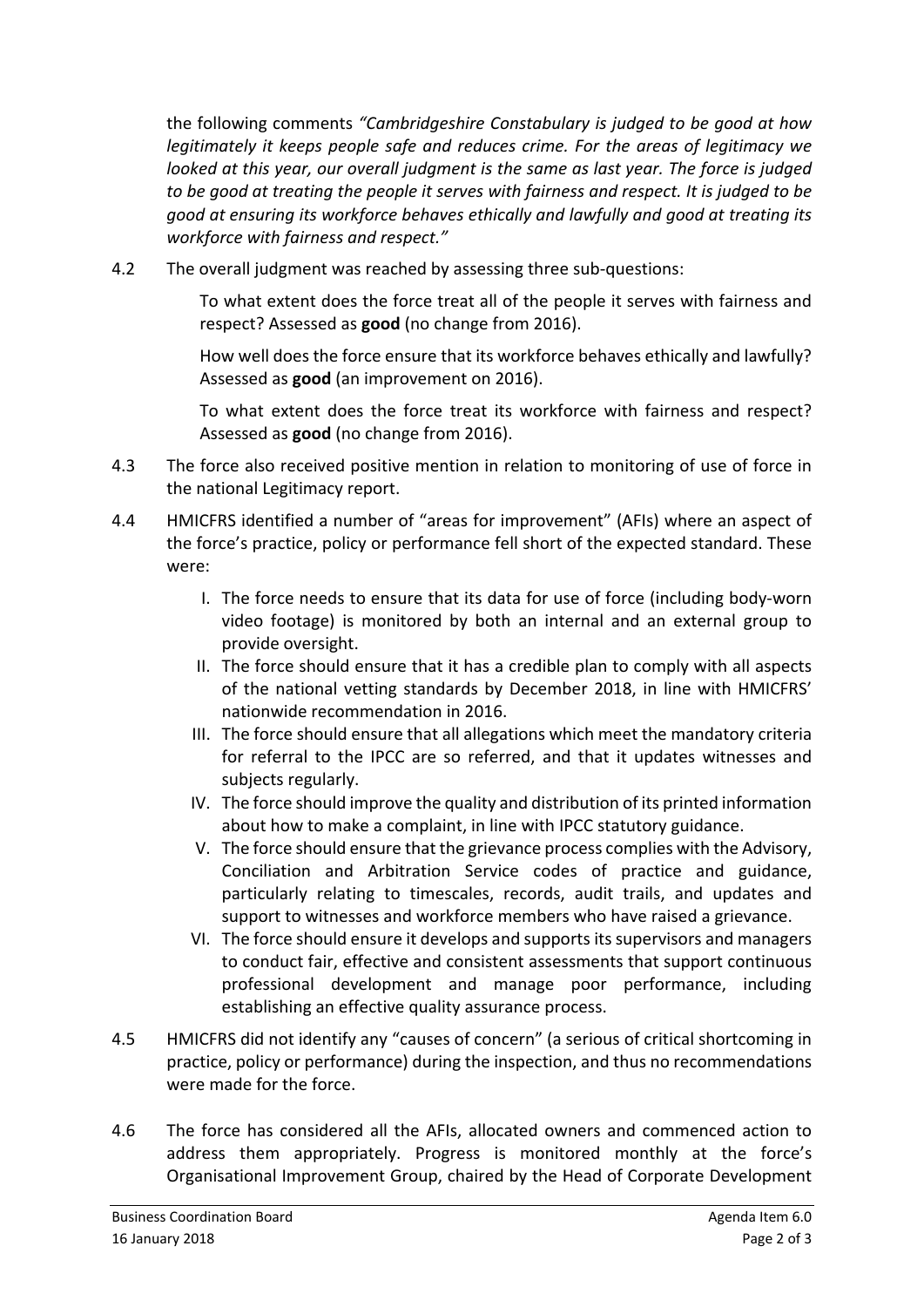the following comments *"Cambridgeshire Constabulary is judged to be good at how legitimately it keeps people safe and reduces crime. For the areas of legitimacy we looked at this year, our overall judgment is the same as last year. The force is judged to be good at treating the people it serves with fairness and respect. It is judged to be good at ensuring its workforce behaves ethically and lawfully and good at treating its workforce with fairness and respect."*

4.2 The overall judgment was reached by assessing three sub-questions:

To what extent does the force treat all of the people it serves with fairness and respect? Assessed as **good** (no change from 2016).

How well does the force ensure that its workforce behaves ethically and lawfully? Assessed as **good** (an improvement on 2016).

To what extent does the force treat its workforce with fairness and respect? Assessed as **good** (no change from 2016).

4.3 The force also received positive mention in relation to monitoring of use of force in the national Legitimacy report.

4.4 HMICFRS identified a number of "areas for improvement" (AFIs) where an aspect of the force's practice, policy or performance fell short of the expected standard. These were:

I. The force needs to ensure that its data for use of force (including body-worn video footage) is monitored by both an internal and an external group to provide oversight.
II. The force should ensure that it has a credible plan to comply with all aspects of the national vetting standards by December 2018, in line with HMICFRS' nationwide recommendation in 2016.
III. The force should ensure that all allegations which meet the mandatory criteria for referral to the IPCC are so referred, and that it updates witnesses and subjects regularly.
IV. The force should improve the quality and distribution of its printed information about how to make a complaint, in line with IPCC statutory guidance.
V. The force should ensure that the grievance process complies with the Advisory, Conciliation and Arbitration Service codes of practice and guidance, particularly relating to timescales, records, audit trails, and updates and support to witnesses and workforce members who have raised a grievance.
VI. The force should ensure it develops and supports its supervisors and managers to conduct fair, effective and consistent assessments that support continuous professional development and manage poor performance, including establishing an effective quality assurance process.

4.5 HMICFRS did not identify any "causes of concern" (a serious of critical shortcoming in practice, policy or performance) during the inspection, and thus no recommendations were made for the force.

4.6 The force has considered all the AFIs, allocated owners and commenced action to address them appropriately. Progress is monitored monthly at the force's Organisational Improvement Group, chaired by the Head of Corporate Development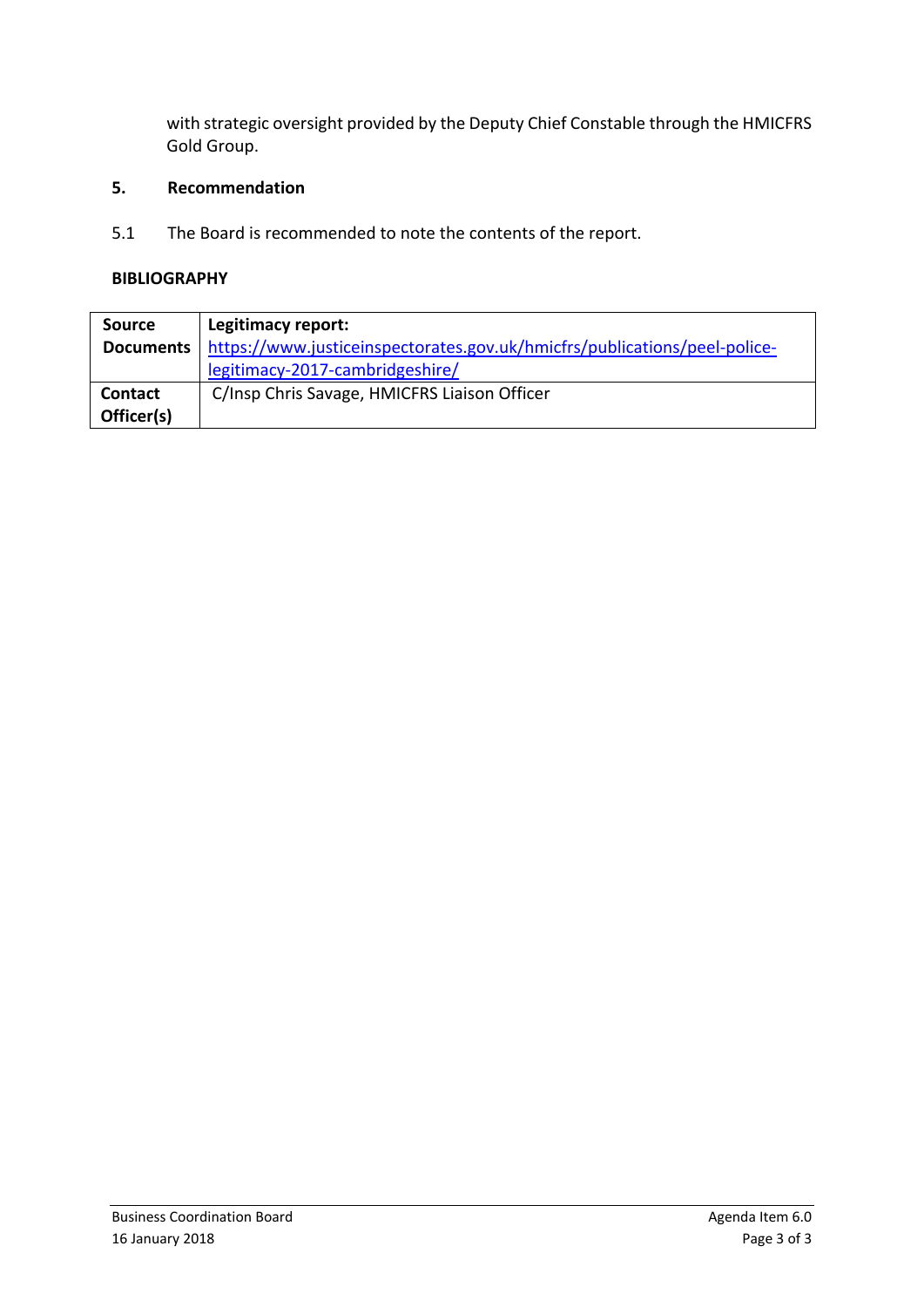with strategic oversight provided by the Deputy Chief Constable through the HMICFRS Gold Group.

## 5. Recommendation

5.1 The Board is recommended to note the contents of the report.

**BIBLIOGRAPHY**

| | |
|---|---|
| **Source Documents** | **Legitimacy report:** https://www.justiceinspectorates.gov.uk/hmicfrs/publications/peel-police-legitimacy-2017-cambridgeshire/ |
| **Contact Officer(s)** | C/Insp Chris Savage, HMICFRS Liaison Officer |